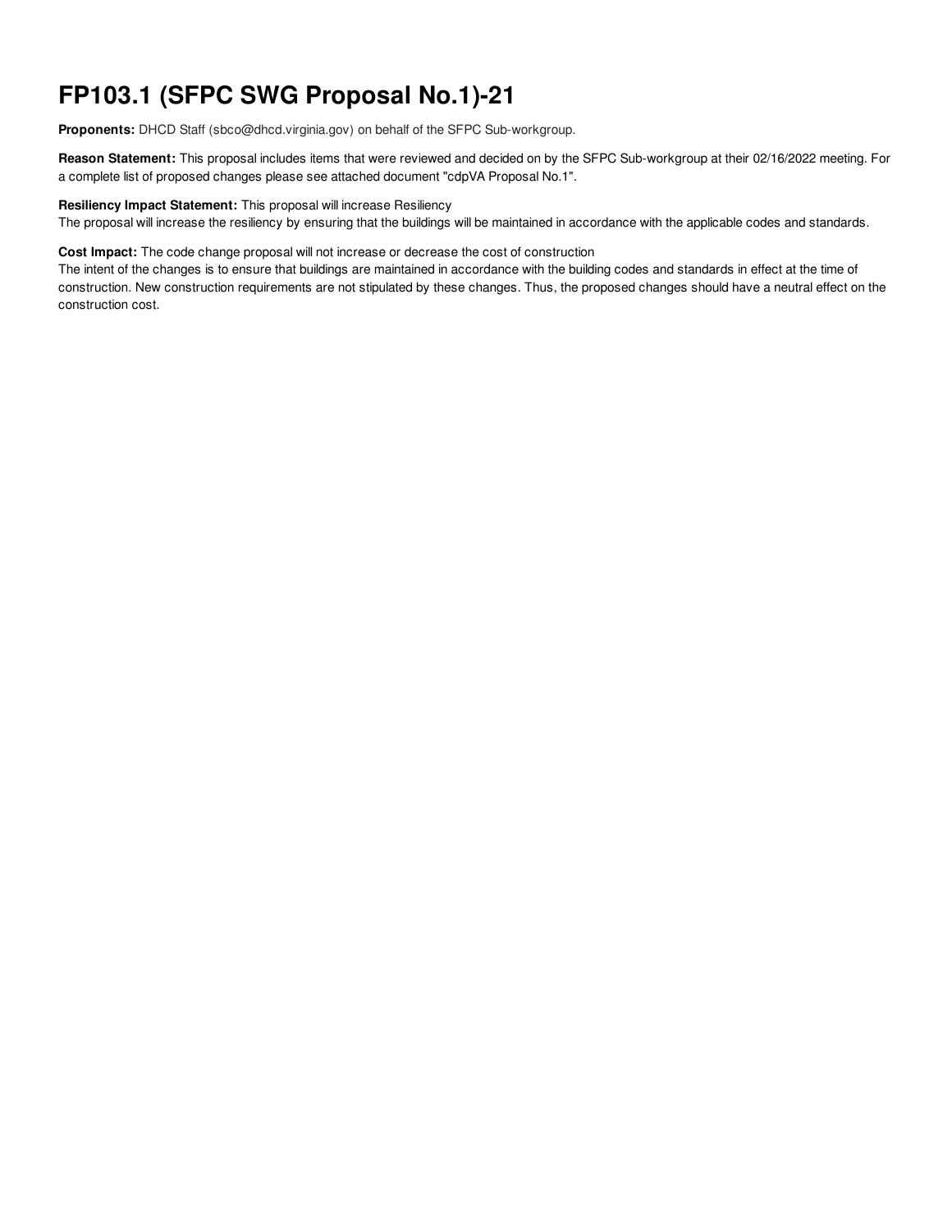# FP103.1 (SFPC SWG Proposal No.1)-21

**Proponents:** DHCD Staff (sbco@dhcd.virginia.gov) on behalf of the SFPC Sub-workgroup.

**Reason Statement:** This proposal includes items that were reviewed and decided on by the SFPC Sub-workgroup at their 02/16/2022 meeting. For a complete list of proposed changes please see attached document "cdpVA Proposal No.1".

**Resiliency Impact Statement:** This proposal will increase Resiliency
The proposal will increase the resiliency by ensuring that the buildings will be maintained in accordance with the applicable codes and standards.

**Cost Impact:** The code change proposal will not increase or decrease the cost of construction
The intent of the changes is to ensure that buildings are maintained in accordance with the building codes and standards in effect at the time of construction. New construction requirements are not stipulated by these changes. Thus, the proposed changes should have a neutral effect on the construction cost.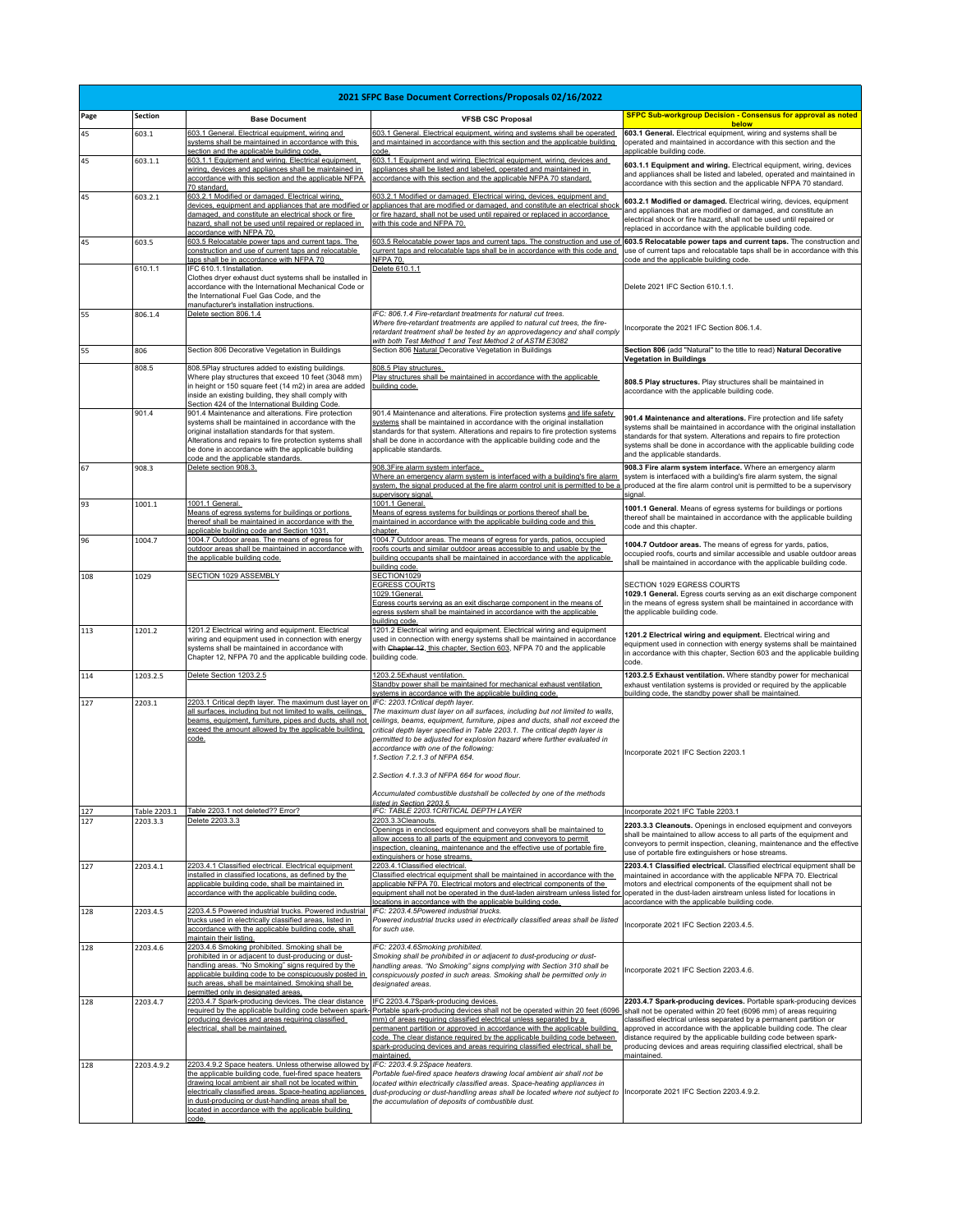| 2021 SFPC Base Document Corrections/Proposals 02/16/2022 | | | | |
|---|---|---|---|---|
| Page | Section | Base Document | VFSB CSC Proposal | SFPC Sub-workgroup Decision - Consensus for approval as noted below |
| 45 | 603.1 | 603.1 General. Electrical equipment, wiring and systems shall be maintained in accordance with this section and the applicable building code. | 603.1 General. Electrical equipment, wiring and systems shall be operated and maintained in accordance with this section and the applicable building code. | **603.1 General.** Electrical equipment, wiring and systems shall be operated and maintained in accordance with this section and the applicable building code. |
| 45 | 603.1.1 | 603.1.1 Equipment and wiring. Electrical equipment, wiring, devices and appliances shall be maintained in accordance with this section and the applicable NFPA 70 standard. | 603.1.1 Equipment and wiring. Electrical equipment, wiring, devices and appliances shall be listed and labeled, operated and maintained in accordance with this section and the applicable NFPA 70 standard. | **603.1.1 Equipment and wiring.** Electrical equipment, wiring, devices and appliances shall be listed and labeled, operated and maintained in accordance with this section and the applicable NFPA 70 standard. |
| 45 | 603.2.1 | 603.2.1 Modified or damaged. Electrical wiring, devices, equipment and appliances that are modified or damaged, and constitute an electrical shock or fire hazard, shall not be used until repaired or replaced in accordance with NFPA 70. | 603.2.1 Modified or damaged. Electrical wiring, devices, equipment and appliances that are modified or damaged, and constitute an electrical shock or fire hazard, shall not be used until repaired or replaced in accordance with this code and NFPA 70. | **603.2.1 Modified or damaged.** Electrical wiring, devices, equipment and appliances that are modified or damaged, and constitute an electrical shock or fire hazard, shall not be used until repaired or replaced in accordance with the applicable building code. |
| 45 | 603.5 | 603.5 Relocatable power taps and current taps. The construction and use of current taps and relocatable taps shall be in accordance with NFPA 70 | 603.5 Relocatable power taps and current taps. The construction and use of current taps and relocatable taps shall be in accordance with this code and NFPA 70. | **603.5 Relocatable power taps and current taps.** The construction and use of current taps and relocatable taps shall be in accordance with this code and the applicable building code. |
| | 610.1.1 | IFC 610.1.1Installation. Clothes dryer exhaust duct systems shall be installed in accordance with the International Mechanical Code or the International Fuel Gas Code, and the manufacturer's installation instructions. | Delete 610.1.1 | Delete 2021 IFC Section 610.1.1. |
| 55 | 806.1.4 | Delete section 806.1.4 | *IFC: 806.1.4 Fire-retardant treatments for natural cut trees. Where fire-retardant treatments are applied to natural cut trees, the fire-retardant treatment shall be tested by an approvedagency and shall comply with both Test Method 1 and Test Method 2 of ASTM E3082* | Incorporate the 2021 IFC Section 806.1.4. |
| 55 | 806 | Section 806 Decorative Vegetation in Buildings | Section 806 Natural Decorative Vegetation in Buildings | **Section 806** (add "Natural" to the title to read) **Natural Decorative Vegetation in Buildings** |
| | 808.5 | 808.5Play structures added to existing buildings. Where play structures that exceed 10 feet (3048 mm) in height or 150 square feet (14 m2) in area are added inside an existing building, they shall comply with Section 424 of the International Building Code. | 808.5 Play structures. Play structures shall be maintained in accordance with the applicable building code. | **808.5 Play structures.** Play structures shall be maintained in accordance with the applicable building code. |
| | 901.4 | 901.4 Maintenance and alterations. Fire protection systems shall be maintained in accordance with the original installation standards for that system. Alterations and repairs to fire protection systems shall be done in accordance with the applicable building code and the applicable standards. | 901.4 Maintenance and alterations. Fire protection systems and life safety systems shall be maintained in accordance with the original installation standards for that system. Alterations and repairs to fire protection systems shall be done in accordance with the applicable building code and the applicable standards. | **901.4 Maintenance and alterations.** Fire protection and life safety systems shall be maintained in accordance with the original installation standards for that system. Alterations and repairs to fire protection systems shall be done in accordance with the applicable building code and the applicable standards. |
| 67 | 908.3 | Delete section 908.3. | 908.3Fire alarm system interface. Where an emergency alarm system is interfaced with a building's fire alarm system, the signal produced at the fire alarm control unit is permitted to be a supervisory signal. | **908.3 Fire alarm system interface.** Where an emergency alarm system is interfaced with a building's fire alarm system, the signal produced at the fire alarm control unit is permitted to be a supervisory signal. |
| 93 | 1001.1 | 1001.1 General. Means of egress systems for buildings or portions thereof shall be maintained in accordance with the applicable building code and Section 1031. | 1001.1 General. Means of egress systems for buildings or portions thereof shall be maintained in accordance with the applicable building code and this chapter. | **1001.1 General**. Means of egress systems for buildings or portions thereof shall be maintained in accordance with the applicable building code and this chapter. |
| 96 | 1004.7 | 1004.7 Outdoor areas. The means of egress for outdoor areas shall be maintained in accordance with the applicable building code. | 1004.7 Outdoor areas. The means of egress for yards, patios, occupied roofs courts and similar outdoor areas accessible to and usable by the building occupants shall be maintained in accordance with the applicable building code. | **1004.7 Outdoor areas.** The means of egress for yards, patios, occupied roofs, courts and similar accessible and usable outdoor areas shall be maintained in accordance with the applicable building code. |
| 108 | 1029 | SECTION 1029 ASSEMBLY | SECTION1029 EGRESS COURTS 1029.1General. Egress courts serving as an exit discharge component in the means of egress system shall be maintained in accordance with the applicable building code. | SECTION 1029 EGRESS COURTS **1029.1 General.** Egress courts serving as an exit discharge component in the means of egress system shall be maintained in accordance with the applicable building code. |
| 113 | 1201.2 | 1201.2 Electrical wiring and equipment. Electrical wiring and equipment used in connection with energy systems shall be maintained in accordance with Chapter 12, NFPA 70 and the applicable building code. | 1201.2 Electrical wiring and equipment. Electrical wiring and equipment used in connection with energy systems shall be maintained in accordance with ~~Chapter 12~~, this chapter, Section 603, NFPA 70 and the applicable building code. | **1201.2 Electrical wiring and equipment.** Electrical wiring and equipment used in connection with energy systems shall be maintained in accordance with this chapter, Section 603 and the applicable building code. |
| 114 | 1203.2.5 | Delete Section 1203.2.5 | 1203.2.5Exhaust ventilation. Standby power shall be maintained for mechanical exhaust ventilation systems in accordance with the applicable building code. | **1203.2.5 Exhaust ventilation.** Where standby power for mechanical exhaust ventilation systems is provided or required by the applicable building code, the standby power shall be maintained. |
| 127 | 2203.1 | 2203.1 Critical depth layer. The maximum dust layer on all surfaces, including but not limited to walls, ceilings, beams, equipment, furniture, pipes and ducts, shall not exceed the amount allowed by the applicable building code. | *IFC: 2203.1Critical depth layer. The maximum dust layer on all surfaces, including but not limited to walls, ceilings, beams, equipment, furniture, pipes and ducts, shall not exceed the critical depth layer specified in Table 2203.1. The critical depth layer is permitted to be adjusted for explosion hazard where further evaluated in accordance with one of the following: 1.Section 7.2.1.3 of NFPA 654. 2.Section 4.1.3.3 of NFPA 664 for wood flour. Accumulated combustible dustshall be collected by one of the methods listed in Section 2203.5.* | Incorporate 2021 IFC Section 2203.1 |
| 127 | Table 2203.1 | Table 2203.1 not deleted?? Error? | *IFC: TABLE 2203.1CRITICAL DEPTH LAYER* | Incorporate 2021 IFC Table 2203.1 |
| 127 | 2203.3.3 | Delete 2203.3.3 | 2203.3.3Cleanouts. Openings in enclosed equipment and conveyors shall be maintained to allow access to all parts of the equipment and conveyors to permit inspection, cleaning, maintenance and the effective use of portable fire extinguishers or hose streams. | **2203.3.3 Cleanouts.** Openings in enclosed equipment and conveyors shall be maintained to allow access to all parts of the equipment and conveyors to permit inspection, cleaning, maintenance and the effective use of portable fire extinguishers or hose streams. |
| 127 | 2203.4.1 | 2203.4.1 Classified electrical. Electrical equipment installed in classified locations, as defined by the applicable building code, shall be maintained in accordance with the applicable building code. | 2203.4.1Classified electrical. Classified electrical equipment shall be maintained in accordance with the applicable NFPA 70. Electrical motors and electrical components of the equipment shall not be operated in the dust-laden airstream unless listed for locations in accordance with the applicable building code. | **2203.4.1 Classified electrical.** Classified electrical equipment shall be maintained in accordance with the applicable NFPA 70. Electrical motors and electrical components of the equipment shall not be operated in the dust-laden airstream unless listed for locations in accordance with the applicable building code. |
| 128 | 2203.4.5 | 2203.4.5 Powered industrial trucks. Powered industrial trucks used in electrically classified areas, listed in accordance with the applicable building code, shall maintain their listing. | *IFC: 2203.4.5Powered industrial trucks. Powered industrial trucks used in electrically classified areas shall be listed for such use.* | Incorporate 2021 IFC Section 2203.4.5. |
| 128 | 2203.4.6 | 2203.4.6 Smoking prohibited. Smoking shall be prohibited in or adjacent to dust-producing or dust-handling areas. "No Smoking" signs required by the applicable building code to be conspicuously posted in such areas, shall be maintained. Smoking shall be permitted only in designated areas. | *IFC: 2203.4.6Smoking prohibited. Smoking shall be prohibited in or adjacent to dust-producing or dust-handling areas. "No Smoking" signs complying with Section 310 shall be conspicuously posted in such areas. Smoking shall be permitted only in designated areas.* | Incorporate 2021 IFC Section 2203.4.6. |
| 128 | 2203.4.7 | 2203.4.7 Spark-producing devices. The clear distance required by the applicable building code between spark-producing devices and areas requiring classified electrical, shall be maintained. | IFC 2203.4.7Spark-producing devices. Portable spark-producing devices shall not be operated within 20 feet (6096 mm) of areas requiring classified electrical unless separated by a permanent partition or approved in accordance with the applicable building code. The clear distance required by the applicable building code between spark-producing devices and areas requiring classified electrical, shall be maintained. | **2203.4.7 Spark-producing devices.** Portable spark-producing devices shall not be operated within 20 feet (6096 mm) of areas requiring classified electrical unless separated by a permanent partition or approved in accordance with the applicable building code. The clear distance required by the applicable building code between spark-producing devices and areas requiring classified electrical, shall be maintained. |
| 128 | 2203.4.9.2 | 2203.4.9.2 Space heaters. Unless otherwise allowed by the applicable building code, fuel-fired space heaters drawing local ambient air shall not be located within electrically classified areas. Space-heating appliances in dust-producing or dust-handling areas shall be located in accordance with the applicable building code. | *IFC: 2203.4.9.2Space heaters. Portable fuel-fired space heaters drawing local ambient air shall not be located within electrically classified areas. Space-heating appliances in dust-producing or dust-handling areas shall be located where not subject to the accumulation of deposits of combustible dust.* | Incorporate 2021 IFC Section 2203.4.9.2. |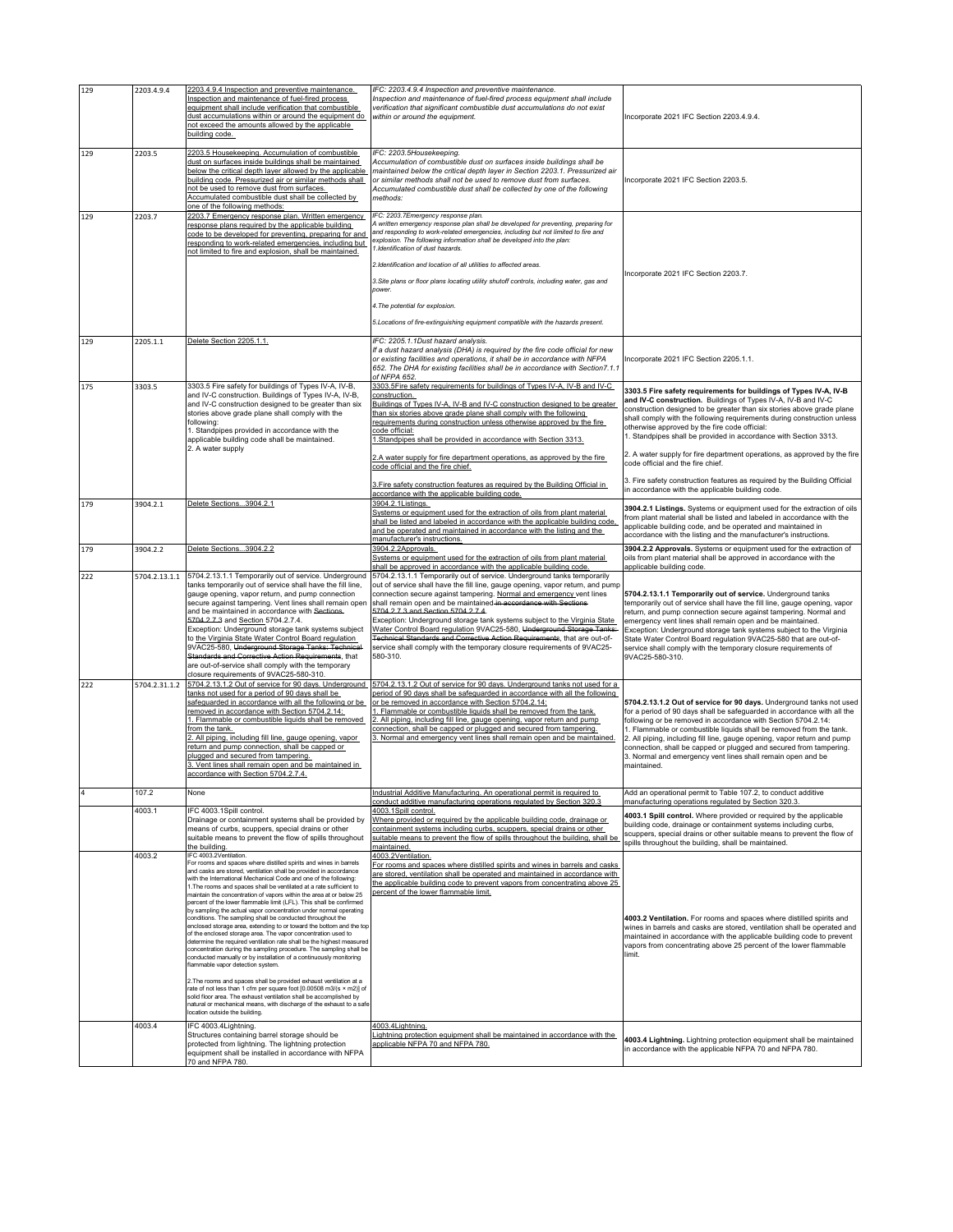| 129 | 2203.4.9.4 | 2203.4.9.4 Inspection and preventive maintenance. Inspection and maintenance of fuel-fired process equipment shall include verification that combustible dust accumulations within or around the equipment do not exceed the amounts allowed by the applicable building code. | *IFC: 2203.4.9.4 Inspection and preventive maintenance. Inspection and maintenance of fuel-fired process equipment shall include verification that significant combustible dust accumulations do not exist within or around the equipment.* | Incorporate 2021 IFC Section 2203.4.9.4. |
|---|---|---|---|---|
| 129 | 2203.5 | 2203.5 Housekeeping. Accumulation of combustible dust on surfaces inside buildings shall be maintained below the critical depth layer allowed by the applicable building code. Pressurized air or similar methods shall not be used to remove dust from surfaces. Accumulated combustible dust shall be collected by one of the following methods: | *IFC: 2203.5Housekeeping. Accumulation of combustible dust on surfaces inside buildings shall be maintained below the critical depth layer in Section 2203.1. Pressurized air or similar methods shall not be used to remove dust from surfaces. Accumulated combustible dust shall be collected by one of the following methods:* | Incorporate 2021 IFC Section 2203.5. |
| 129 | 2203.7 | 2203.7 Emergency response plan. Written emergency response plans required by the applicable building code to be developed for preventing, preparing for and responding to work-related emergencies, including but not limited to fire and explosion, shall be maintained. | *IFC: 2203.7Emergency response plan. A written emergency response plan shall be developed for preventing, preparing for and responding to work-related emergencies, including but not limited to fire and explosion. The following information shall be developed into the plan: 1.Identification of dust hazards. 2.Identification and location of all utilities to affected areas. 3.Site plans or floor plans locating utility shutoff controls, including water, gas and power. 4.The potential for explosion. 5.Locations of fire-extinguishing equipment compatible with the hazards present.* | Incorporate 2021 IFC Section 2203.7. |
| 129 | 2205.1.1 | Delete Section 2205.1.1. | *IFC: 2205.1.1Dust hazard analysis. If a dust hazard analysis (DHA) is required by the fire code official for new or existing facilities and operations, it shall be in accordance with NFPA 652. The DHA for existing facilities shall be in accordance with Section7.1.1 of NFPA 652.* | Incorporate 2021 IFC Section 2205.1.1. |
| 175 | 3303.5 | 3303.5 Fire safety for buildings of Types IV-A, IV-B, and IV-C construction. Buildings of Types IV-A, IV-B, and IV-C construction designed to be greater than six stories above grade plane shall comply with the following: 1. Standpipes provided in accordance with the applicable building code shall be maintained. 2. A water supply | 3303.5Fire safety requirements for buildings of Types IV-A, IV-B and IV-C construction. Buildings of Types IV-A, IV-B and IV-C construction designed to be greater than six stories above grade plane shall comply with the following requirements during construction unless otherwise approved by the fire code official: 1.Standpipes shall be provided in accordance with Section 3313. 2.A water supply for fire department operations, as approved by the fire code official and the fire chief. 3.Fire safety construction features as required by the Building Official in accordance with the applicable building code. | **3303.5 Fire safety requirements for buildings of Types IV-A, IV-B and IV-C construction.** Buildings of Types IV-A, IV-B and IV-C construction designed to be greater than six stories above grade plane shall comply with the following requirements during construction unless otherwise approved by the fire code official: 1. Standpipes shall be provided in accordance with Section 3313. 2. A water supply for fire department operations, as approved by the fire code official and the fire chief. 3. Fire safety construction features as required by the Building Official in accordance with the applicable building code. |
| 179 | 3904.2.1 | Delete Sections...3904.2.1 | 3904.2.1Listings. Systems or equipment used for the extraction of oils from plant material shall be listed and labeled in accordance with the applicable building code, and be operated and maintained in accordance with the listing and the manufacturer's instructions. | **3904.2.1 Listings.** Systems or equipment used for the extraction of oils from plant material shall be listed and labeled in accordance with the applicable building code, and be operated and maintained in accordance with the listing and the manufacturer's instructions. |
| 179 | 3904.2.2 | Delete Sections...3904.2.2 | 3904.2.2Approvals. Systems or equipment used for the extraction of oils from plant material shall be approved in accordance with the applicable building code. | **3904.2.2 Approvals.** Systems or equipment used for the extraction of oils from plant material shall be approved in accordance with the applicable building code. |
| 222 | 5704.2.13.1.1 | 5704.2.13.1.1 Temporarily out of service. Underground tanks temporarily out of service shall have the fill line, gauge opening, vapor return, and pump connection secure against tampering. Vent lines shall remain open and be maintained in accordance with ~~Sections 5704.2.7.3 and~~ Section 5704.2.7.4. Exception: Underground storage tank systems subject to the Virginia State Water Control Board regulation 9VAC25-580, ~~Underground Storage Tanks: Technical Standards and Corrective Action Requirements~~, that are out-of-service shall comply with the temporary closure requirements of 9VAC25-580-310. | 5704.2.13.1.1 Temporarily out of service. Underground tanks temporarily out of service shall have the fill line, gauge opening, vapor return, and pump connection secure against tampering. Normal and emergency vent lines shall remain open and be maintained ~~in accordance with Sections 5704.2.7.3 and Section 5704.2.7.4.~~ Exception: Underground storage tank systems subject to the Virginia State Water Control Board regulation 9VAC25-580, ~~Underground Storage Tanks: Technical Standards and Corrective Action Requirements~~, that are out-of-service shall comply with the temporary closure requirements of 9VAC25-580-310. | **5704.2.13.1.1 Temporarily out of service.** Underground tanks temporarily out of service shall have the fill line, gauge opening, vapor return, and pump connection secure against tampering. Normal and emergency vent lines shall remain open and be maintained. Exception: Underground storage tank systems subject to the Virginia State Water Control Board regulation 9VAC25-580 that are out-of-service shall comply with the temporary closure requirements of 9VAC25-580-310. |
| 222 | 5704.2.31.1.2 | 5704.2.13.1.2 Out of service for 90 days. Underground tanks not used for a period of 90 days shall be safeguarded in accordance with all the following or be removed in accordance with Section 5704.2.14: 1. Flammable or combustible liquids shall be removed from the tank. 2. All piping, including fill line, gauge opening, vapor return and pump connection, shall be capped or plugged and secured from tampering. 3. Vent lines shall remain open and be maintained in accordance with Section 5704.2.7.4. | 5704.2.13.1.2 Out of service for 90 days. Underground tanks not used for a period of 90 days shall be safeguarded in accordance with all the following or be removed in accordance with Section 5704.2.14: 1. Flammable or combustible liquids shall be removed from the tank. 2. All piping, including fill line, gauge opening, vapor return and pump connection, shall be capped or plugged and secured from tampering. 3. Normal and emergency vent lines shall remain open and be maintained. | **5704.2.13.1.2 Out of service for 90 days.** Underground tanks not used for a period of 90 days shall be safeguarded in accordance with all the following or be removed in accordance with Section 5704.2.14: 1. Flammable or combustible liquids shall be removed from the tank. 2. All piping, including fill line, gauge opening, vapor return and pump connection, shall be capped or plugged and secured from tampering. 3. Normal and emergency vent lines shall remain open and be maintained. |
| 4 | 107.2 | None | Industrial Additive Manufacturing. An operational permit is required to conduct additive manufacturing operations regulated by Section 320.3 | Add an operational permit to Table 107.2, to conduct additive manufacturing operations regulated by Section 320.3. |
| | 4003.1 | IFC 4003.1Spill control. Drainage or containment systems shall be provided by means of curbs, scuppers, special drains or other suitable means to prevent the flow of spills throughout the building. | 4003.1Spill control. Where provided or required by the applicable building code, drainage or containment systems including curbs, scuppers, special drains or other suitable means to prevent the flow of spills throughout the building, shall be maintained. | **4003.1 Spill control.** Where provided or required by the applicable building code, drainage or containment systems including curbs, scuppers, special drains or other suitable means to prevent the flow of spills throughout the building, shall be maintained. |
| | 4003.2 | IFC 4003.2Ventilation. For rooms and spaces where distilled spirits and wines in barrels and casks are stored, ventilation shall be provided in accordance with the International Mechanical Code and one of the following: 1.The rooms and spaces shall be ventilated at a rate sufficient to maintain the concentration of vapors within the area at or below 25 percent of the lower flammable limit (LFL). This shall be confirmed by sampling the actual vapor concentration under normal operating conditions. The sampling shall be conducted throughout the enclosed storage area, extending to or toward the bottom and the top of the enclosed storage area. The vapor concentration used to determine the required ventilation rate shall be the highest measured concentration during the sampling procedure. The sampling shall be conducted manually or by installation of a continuously monitoring flammable vapor detection system. 2.The rooms and spaces shall be provided exhaust ventilation at a rate of not less than 1 cfm per square foot [0.00508 m3/(s × m2)] of solid floor area. The exhaust ventilation shall be accomplished by natural or mechanical means, with discharge of the exhaust to a safe location outside the building. | 4003.2Ventilation. For rooms and spaces where distilled spirits and wines in barrels and casks are stored, ventilation shall be operated and maintained in accordance with the applicable building code to prevent vapors from concentrating above 25 percent of the lower flammable limit. | **4003.2 Ventilation.** For rooms and spaces where distilled spirits and wines in barrels and casks are stored, ventilation shall be operated and maintained in accordance with the applicable building code to prevent vapors from concentrating above 25 percent of the lower flammable limit. |
| | 4003.4 | IFC 4003.4Lightning. Structures containing barrel storage should be protected from lightning. The lightning protection equipment shall be installed in accordance with NFPA 70 and NFPA 780. | 4003.4Lightning. Lightning protection equipment shall be maintained in accordance with the applicable NFPA 70 and NFPA 780. | **4003.4 Lightning.** Lightning protection equipment shall be maintained in accordance with the applicable NFPA 70 and NFPA 780. |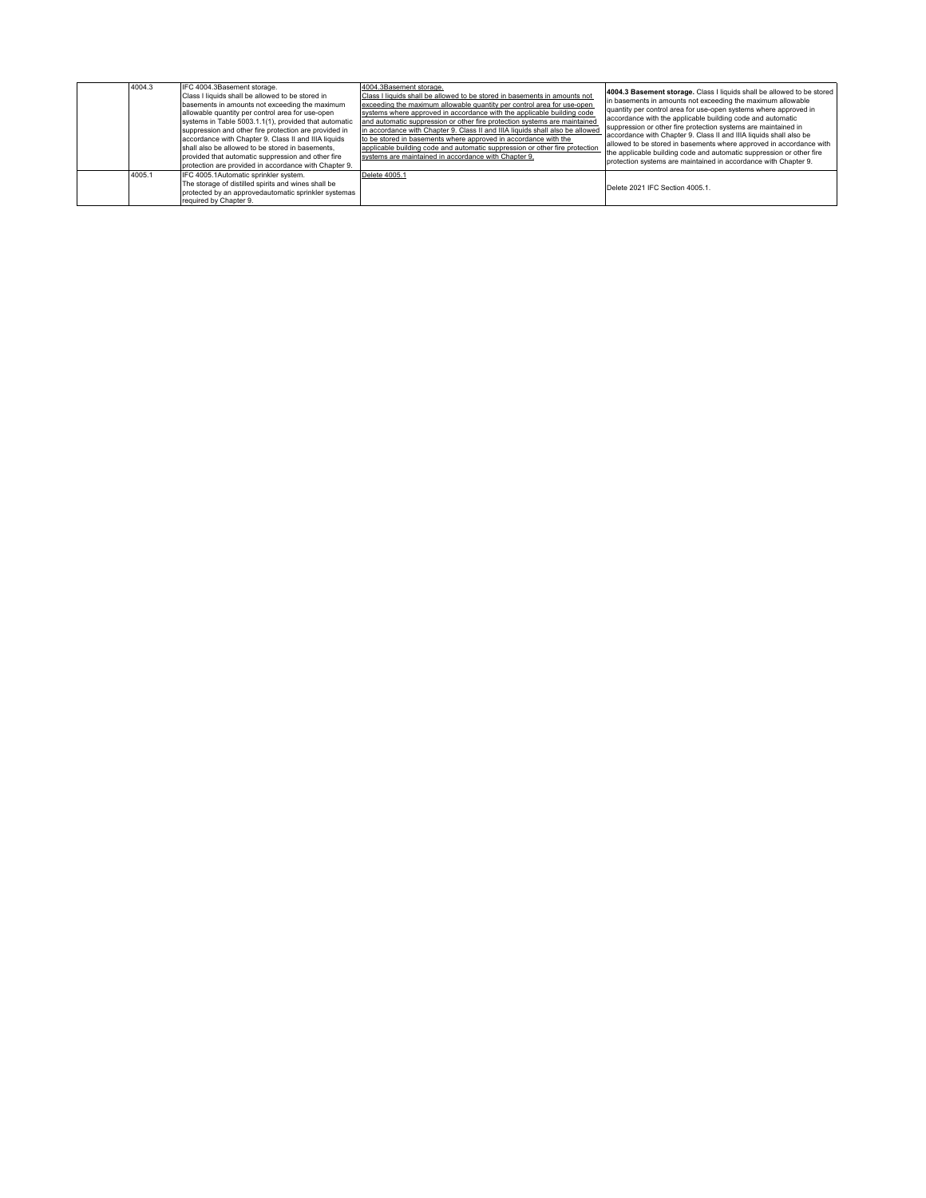| | | | | |
|---|---|---|---|---|
| | 4004.3 | IFC 4004.3Basement storage. Class I liquids shall be allowed to be stored in basements in amounts not exceeding the maximum allowable quantity per control area for use-open systems in Table 5003.1.1(1), provided that automatic suppression and other fire protection are provided in accordance with Chapter 9. Class II and IIIA liquids shall also be allowed to be stored in basements, provided that automatic suppression and other fire protection are provided in accordance with Chapter 9. | 4004.3Basement storage. Class I liquids shall be allowed to be stored in basements in amounts not exceeding the maximum allowable quantity per control area for use-open systems where approved in accordance with the applicable building code and automatic suppression or other fire protection systems are maintained in accordance with Chapter 9. Class II and IIIA liquids shall also be allowed to be stored in basements where approved in accordance with the applicable building code and automatic suppression or other fire protection systems are maintained in accordance with Chapter 9. | **4004.3 Basement storage.** Class I liquids shall be allowed to be stored in basements in amounts not exceeding the maximum allowable quantity per control area for use-open systems where approved in accordance with the applicable building code and automatic suppression or other fire protection systems are maintained in accordance with Chapter 9. Class II and IIIA liquids shall also be allowed to be stored in basements where approved in accordance with the applicable building code and automatic suppression or other fire protection systems are maintained in accordance with Chapter 9. |
| | 4005.1 | IFC 4005.1Automatic sprinkler system. The storage of distilled spirits and wines shall be protected by an approvedautomatic sprinkler systemas required by Chapter 9. | Delete 4005.1 | Delete 2021 IFC Section 4005.1. |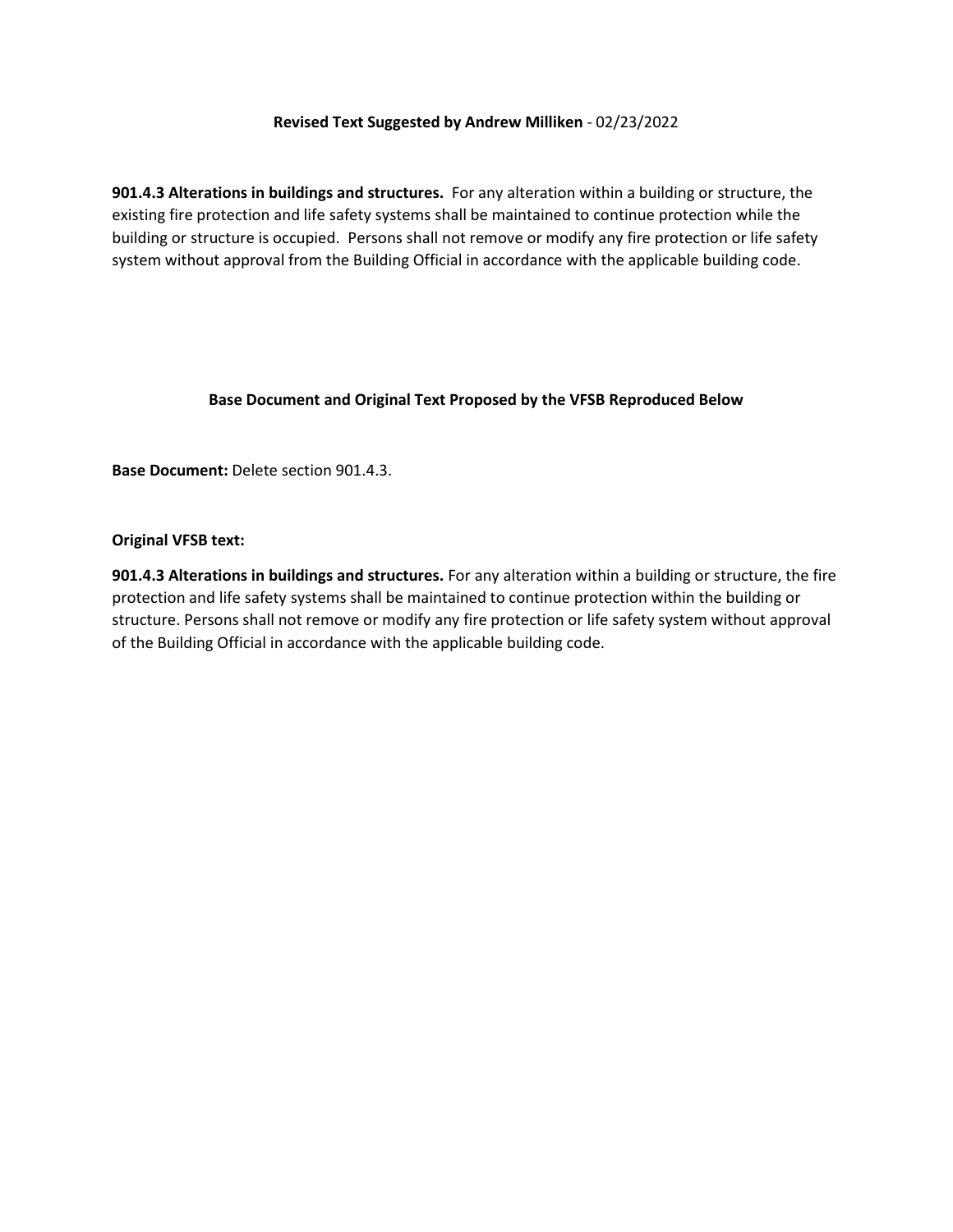**Revised Text Suggested by Andrew Milliken** - 02/23/2022

**901.4.3 Alterations in buildings and structures.** For any alteration within a building or structure, the existing fire protection and life safety systems shall be maintained to continue protection while the building or structure is occupied. Persons shall not remove or modify any fire protection or life safety system without approval from the Building Official in accordance with the applicable building code.

**Base Document and Original Text Proposed by the VFSB Reproduced Below**

**Base Document:** Delete section 901.4.3.

**Original VFSB text:**

**901.4.3 Alterations in buildings and structures.** For any alteration within a building or structure, the fire protection and life safety systems shall be maintained to continue protection within the building or structure. Persons shall not remove or modify any fire protection or life safety system without approval of the Building Official in accordance with the applicable building code.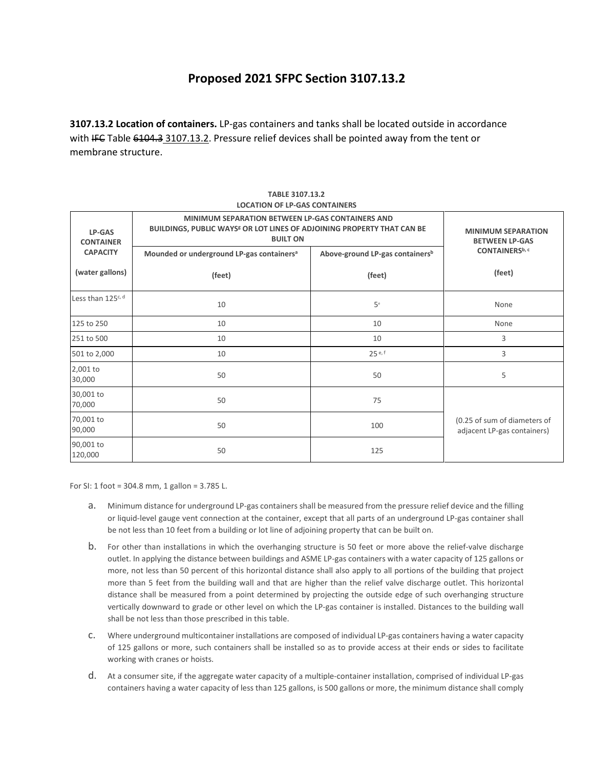# Proposed 2021 SFPC Section 3107.13.2

**3107.13.2 Location of containers.** LP-gas containers and tanks shall be located outside in accordance with ~~IFC~~ Table ~~6104.3~~ 3107.13.2. Pressure relief devices shall be pointed away from the tent or membrane structure.

**TABLE 3107.13.2**
**LOCATION OF LP-GAS CONTAINERS**

| LP-GAS CONTAINER CAPACITY (water gallons) | MINIMUM SEPARATION BETWEEN LP-GAS CONTAINERS AND BUILDINGS, PUBLIC WAYS[g] OR LOT LINES OF ADJOINING PROPERTY THAT CAN BE BUILT ON | | MINIMUM SEPARATION BETWEEN LP-GAS CONTAINERS[b, c] (feet) |
|---|---|---|---|
| | Mounded or underground LP-gas containers[a] (feet) | Above-ground LP-gas containers[b] (feet) | |
| Less than 125[c, d] | 10 | 5[e] | None |
| 125 to 250 | 10 | 10 | None |
| 251 to 500 | 10 | 10 | 3 |
| 501 to 2,000 | 10 | 25[e, f] | 3 |
| 2,001 to 30,000 | 50 | 50 | 5 |
| 30,001 to 70,000 | 50 | 75 | (0.25 of sum of diameters of adjacent LP-gas containers) |
| 70,001 to 90,000 | 50 | 100 | |
| 90,001 to 120,000 | 50 | 125 | |

For SI: 1 foot = 304.8 mm, 1 gallon = 3.785 L.

a. Minimum distance for underground LP-gas containers shall be measured from the pressure relief device and the filling or liquid-level gauge vent connection at the container, except that all parts of an underground LP-gas container shall be not less than 10 feet from a building or lot line of adjoining property that can be built on.

b. For other than installations in which the overhanging structure is 50 feet or more above the relief-valve discharge outlet. In applying the distance between buildings and ASME LP-gas containers with a water capacity of 125 gallons or more, not less than 50 percent of this horizontal distance shall also apply to all portions of the building that project more than 5 feet from the building wall and that are higher than the relief valve discharge outlet. This horizontal distance shall be measured from a point determined by projecting the outside edge of such overhanging structure vertically downward to grade or other level on which the LP-gas container is installed. Distances to the building wall shall be not less than those prescribed in this table.

c. Where underground multicontainer installations are composed of individual LP-gas containers having a water capacity of 125 gallons or more, such containers shall be installed so as to provide access at their ends or sides to facilitate working with cranes or hoists.

d. At a consumer site, if the aggregate water capacity of a multiple-container installation, comprised of individual LP-gas containers having a water capacity of less than 125 gallons, is 500 gallons or more, the minimum distance shall comply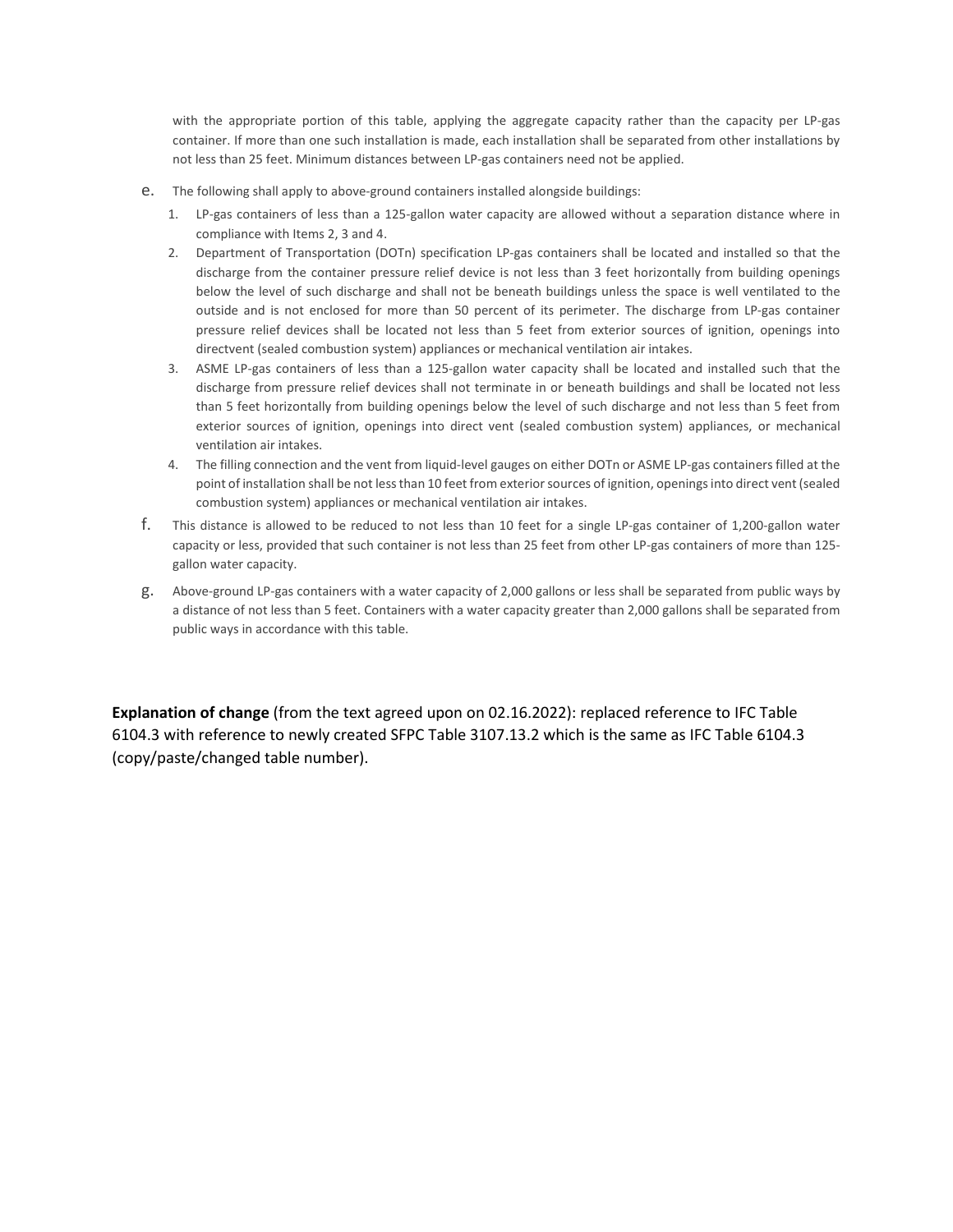with the appropriate portion of this table, applying the aggregate capacity rather than the capacity per LP-gas container. If more than one such installation is made, each installation shall be separated from other installations by not less than 25 feet. Minimum distances between LP-gas containers need not be applied.

e. The following shall apply to above-ground containers installed alongside buildings:

   1. LP-gas containers of less than a 125-gallon water capacity are allowed without a separation distance where in compliance with Items 2, 3 and 4.
   2. Department of Transportation (DOTn) specification LP-gas containers shall be located and installed so that the discharge from the container pressure relief device is not less than 3 feet horizontally from building openings below the level of such discharge and shall not be beneath buildings unless the space is well ventilated to the outside and is not enclosed for more than 50 percent of its perimeter. The discharge from LP-gas container pressure relief devices shall be located not less than 5 feet from exterior sources of ignition, openings into directvent (sealed combustion system) appliances or mechanical ventilation air intakes.
   3. ASME LP-gas containers of less than a 125-gallon water capacity shall be located and installed such that the discharge from pressure relief devices shall not terminate in or beneath buildings and shall be located not less than 5 feet horizontally from building openings below the level of such discharge and not less than 5 feet from exterior sources of ignition, openings into direct vent (sealed combustion system) appliances, or mechanical ventilation air intakes.
   4. The filling connection and the vent from liquid-level gauges on either DOTn or ASME LP-gas containers filled at the point of installation shall be not less than 10 feet from exterior sources of ignition, openings into direct vent (sealed combustion system) appliances or mechanical ventilation air intakes.

f. This distance is allowed to be reduced to not less than 10 feet for a single LP-gas container of 1,200-gallon water capacity or less, provided that such container is not less than 25 feet from other LP-gas containers of more than 125-gallon water capacity.

g. Above-ground LP-gas containers with a water capacity of 2,000 gallons or less shall be separated from public ways by a distance of not less than 5 feet. Containers with a water capacity greater than 2,000 gallons shall be separated from public ways in accordance with this table.

**Explanation of change** (from the text agreed upon on 02.16.2022): replaced reference to IFC Table 6104.3 with reference to newly created SFPC Table 3107.13.2 which is the same as IFC Table 6104.3 (copy/paste/changed table number).